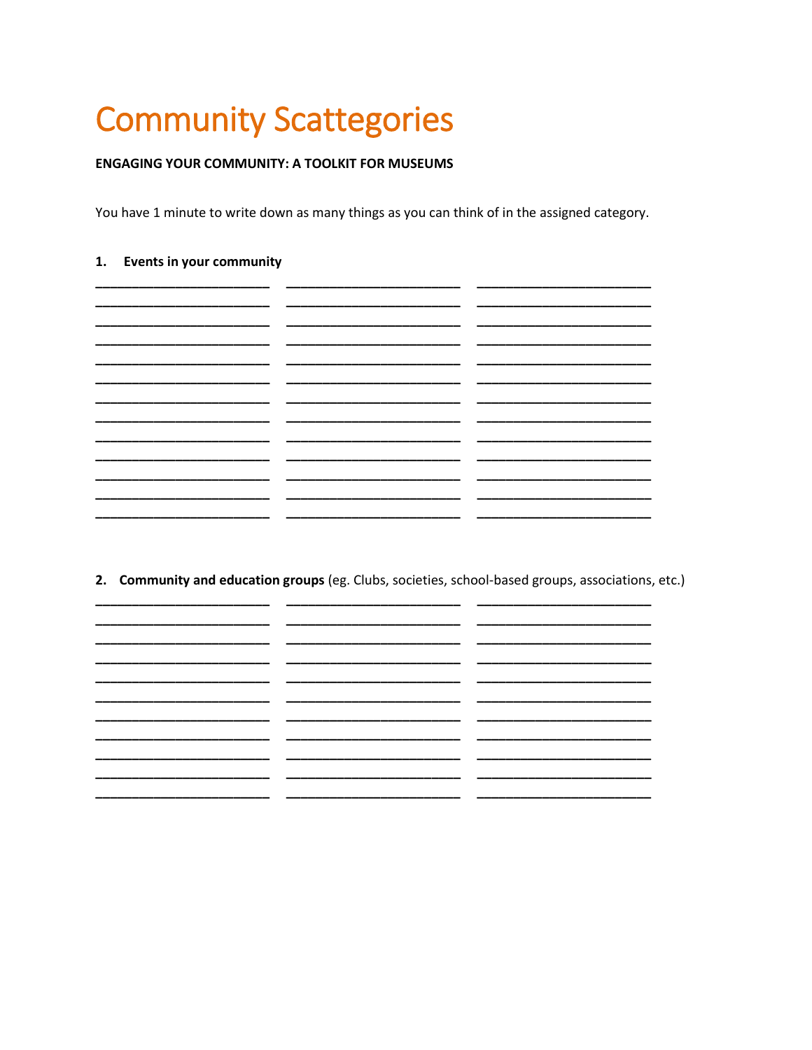# Community Scattegories

**ENGAGING YOUR COMMUNITY: A TOOLKIT FOR MUSEUMS**

You have 1 minute to write down as many things as you can think of in the assigned category.

**1. Events in your community**

| | | |
|---|---|---|
| ________________________ | ________________________ | ________________________ |
| ________________________ | ________________________ | ________________________ |
| ________________________ | ________________________ | ________________________ |
| ________________________ | ________________________ | ________________________ |
| ________________________ | ________________________ | ________________________ |
| ________________________ | ________________________ | ________________________ |
| ________________________ | ________________________ | ________________________ |
| ________________________ | ________________________ | ________________________ |
| ________________________ | ________________________ | ________________________ |
| ________________________ | ________________________ | ________________________ |
| ________________________ | ________________________ | ________________________ |
| ________________________ | ________________________ | ________________________ |
| ________________________ | ________________________ | ________________________ |

**2. Community and education groups** (eg. Clubs, societies, school-based groups, associations, etc.)

| | | |
|---|---|---|
| ________________________ | ________________________ | ________________________ |
| ________________________ | ________________________ | ________________________ |
| ________________________ | ________________________ | ________________________ |
| ________________________ | ________________________ | ________________________ |
| ________________________ | ________________________ | ________________________ |
| ________________________ | ________________________ | ________________________ |
| ________________________ | ________________________ | ________________________ |
| ________________________ | ________________________ | ________________________ |
| ________________________ | ________________________ | ________________________ |
| ________________________ | ________________________ | ________________________ |
| ________________________ | ________________________ | ________________________ |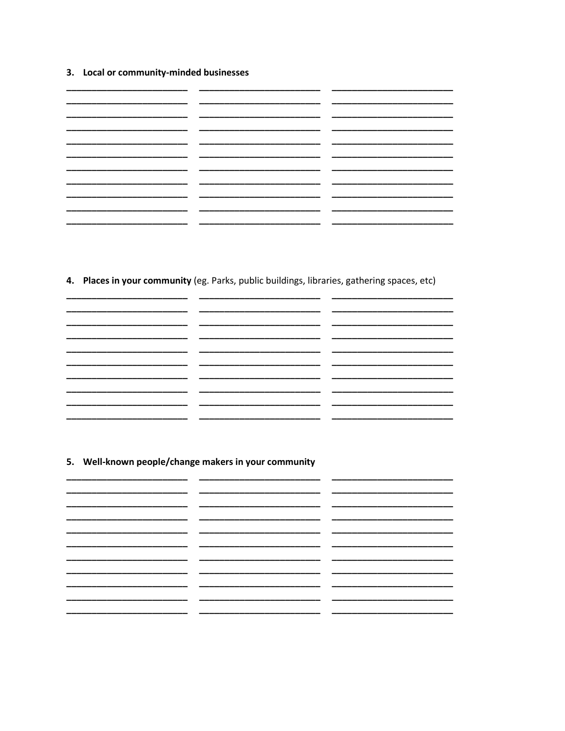3. **Local or community-minded businesses**

| | | |
|---|---|---|
| ______________________ | ______________________ | ______________________ |
| ______________________ | ______________________ | ______________________ |
| ______________________ | ______________________ | ______________________ |
| ______________________ | ______________________ | ______________________ |
| ______________________ | ______________________ | ______________________ |
| ______________________ | ______________________ | ______________________ |
| ______________________ | ______________________ | ______________________ |
| ______________________ | ______________________ | ______________________ |
| ______________________ | ______________________ | ______________________ |
| ______________________ | ______________________ | ______________________ |
| ______________________ | ______________________ | ______________________ |

4. **Places in your community** (eg. Parks, public buildings, libraries, gathering spaces, etc)

| | | |
|---|---|---|
| ______________________ | ______________________ | ______________________ |
| ______________________ | ______________________ | ______________________ |
| ______________________ | ______________________ | ______________________ |
| ______________________ | ______________________ | ______________________ |
| ______________________ | ______________________ | ______________________ |
| ______________________ | ______________________ | ______________________ |
| ______________________ | ______________________ | ______________________ |
| ______________________ | ______________________ | ______________________ |
| ______________________ | ______________________ | ______________________ |
| ______________________ | ______________________ | ______________________ |

5. **Well-known people/change makers in your community**

| | | |
|---|---|---|
| ______________________ | ______________________ | ______________________ |
| ______________________ | ______________________ | ______________________ |
| ______________________ | ______________________ | ______________________ |
| ______________________ | ______________________ | ______________________ |
| ______________________ | ______________________ | ______________________ |
| ______________________ | ______________________ | ______________________ |
| ______________________ | ______________________ | ______________________ |
| ______________________ | ______________________ | ______________________ |
| ______________________ | ______________________ | ______________________ |
| ______________________ | ______________________ | ______________________ |
| ______________________ | ______________________ | ______________________ |